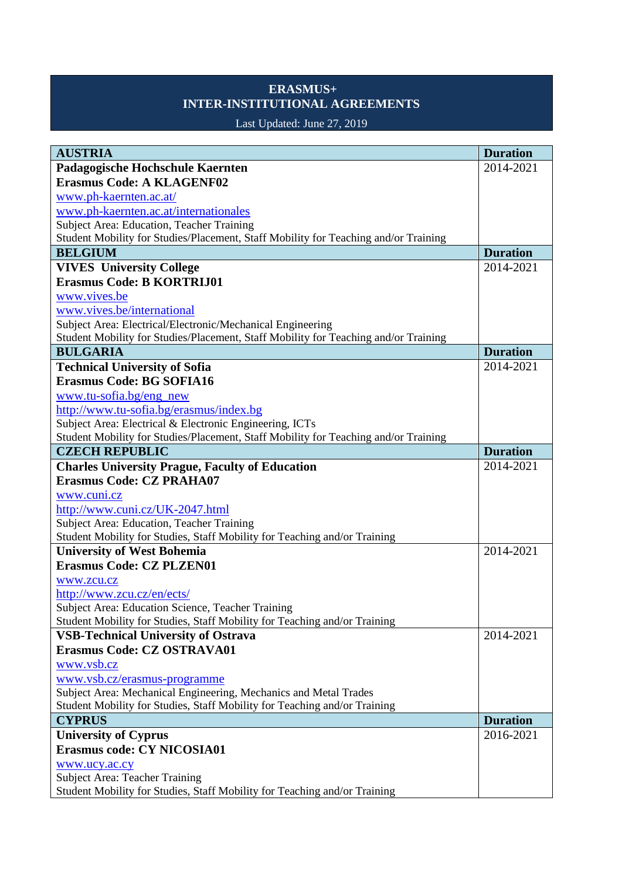# ERASMUS+
# INTER-INSTITUTIONAL AGREEMENTS

Last Updated: June 27, 2019

| AUSTRIA | Duration |
|---|---|
| **Padagogische Hochschule Kaernten**<br>**Erasmus Code: A KLAGENF02**<br>www.ph-kaernten.ac.at/<br>www.ph-kaernten.ac.at/internationales<br>Subject Area: Education, Teacher Training<br>Student Mobility for Studies/Placement, Staff Mobility for Teaching and/or Training | 2014-2021 |
| **BELGIUM** | **Duration** |
| **VIVES University College**<br>**Erasmus Code: B KORTRIJ01**<br>www.vives.be<br>www.vives.be/international<br>Subject Area: Electrical/Electronic/Mechanical Engineering<br>Student Mobility for Studies/Placement, Staff Mobility for Teaching and/or Training | 2014-2021 |
| **BULGARIA** | **Duration** |
| **Technical University of Sofia**<br>**Erasmus Code: BG SOFIA16**<br>www.tu-sofia.bg/eng_new<br>http://www.tu-sofia.bg/erasmus/index.bg<br>Subject Area: Electrical & Electronic Engineering, ICTs<br>Student Mobility for Studies/Placement, Staff Mobility for Teaching and/or Training | 2014-2021 |
| **CZECH REPUBLIC** | **Duration** |
| **Charles University Prague, Faculty of Education**<br>**Erasmus Code: CZ PRAHA07**<br>www.cuni.cz<br>http://www.cuni.cz/UK-2047.html<br>Subject Area: Education, Teacher Training<br>Student Mobility for Studies, Staff Mobility for Teaching and/or Training | 2014-2021 |
| **University of West Bohemia**<br>**Erasmus Code: CZ PLZEN01**<br>www.zcu.cz<br>http://www.zcu.cz/en/ects/<br>Subject Area: Education Science, Teacher Training<br>Student Mobility for Studies, Staff Mobility for Teaching and/or Training | 2014-2021 |
| **VSB-Technical University of Ostrava**<br>**Erasmus Code: CZ OSTRAVA01**<br>www.vsb.cz<br>www.vsb.cz/erasmus-programme<br>Subject Area: Mechanical Engineering, Mechanics and Metal Trades<br>Student Mobility for Studies, Staff Mobility for Teaching and/or Training | 2014-2021 |
| **CYPRUS** | **Duration** |
| **University of Cyprus**<br>**Erasmus code: CY NICOSIA01**<br>www.ucy.ac.cy<br>Subject Area: Teacher Training<br>Student Mobility for Studies, Staff Mobility for Teaching and/or Training | 2016-2021 |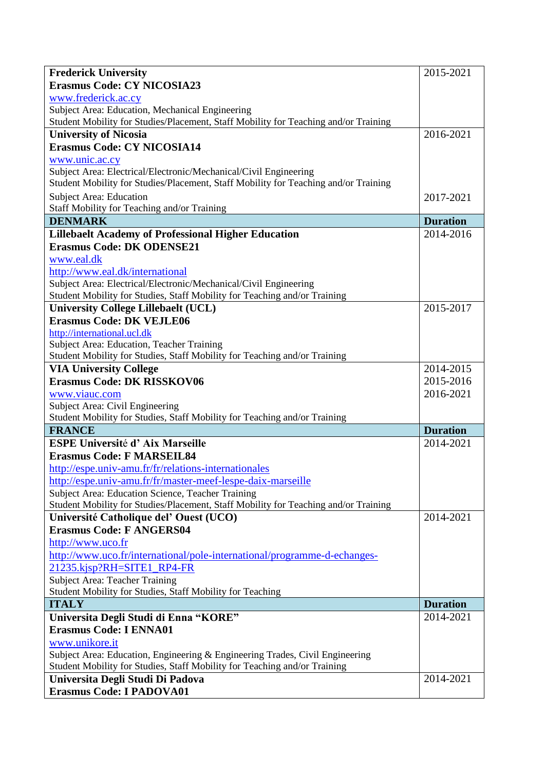| | |
|---|---|
| **Frederick University**<br>**Erasmus Code: CY NICOSIA23**<br>www.frederick.ac.cy<br>Subject Area: Education, Mechanical Engineering<br>Student Mobility for Studies/Placement, Staff Mobility for Teaching and/or Training | 2015-2021 |
| **University of Nicosia**<br>**Erasmus Code: CY NICOSIA14**<br>www.unic.ac.cy<br>Subject Area: Electrical/Electronic/Mechanical/Civil Engineering<br>Student Mobility for Studies/Placement, Staff Mobility for Teaching and/or Training | 2016-2021 |
| Subject Area: Education<br>Staff Mobility for Teaching and/or Training | 2017-2021 |
| **DENMARK** | **Duration** |
| **Lillebaelt Academy of Professional Higher Education**<br>**Erasmus Code: DK ODENSE21**<br>www.eal.dk<br>http://www.eal.dk/international<br>Subject Area: Electrical/Electronic/Mechanical/Civil Engineering<br>Student Mobility for Studies, Staff Mobility for Teaching and/or Training | 2014-2016 |
| **University College Lillebaelt (UCL)**<br>**Erasmus Code: DK VEJLE06**<br>http://international.ucl.dk<br>Subject Area: Education, Teacher Training<br>Student Mobility for Studies, Staff Mobility for Teaching and/or Training | 2015-2017 |
| **VIA University College**<br>**Erasmus Code: DK RISSKOV06**<br>www.viauc.com<br>Subject Area: Civil Engineering<br>Student Mobility for Studies, Staff Mobility for Teaching and/or Training | 2014-2015<br>2015-2016<br>2016-2021 |
| **FRANCE** | **Duration** |
| **ESPE Université d' Aix Marseille**<br>**Erasmus Code: F MARSEIL84**<br>http://espe.univ-amu.fr/fr/relations-internationales<br>http://espe.univ-amu.fr/fr/master-meef-lespe-daix-marseille<br>Subject Area: Education Science, Teacher Training<br>Student Mobility for Studies/Placement, Staff Mobility for Teaching and/or Training | 2014-2021 |
| **Université Catholique del' Ouest (UCO)**<br>**Erasmus Code: F ANGERS04**<br>http://www.uco.fr<br>http://www.uco.fr/international/pole-international/programme-d-echanges-21235.kjsp?RH=SITE1_RP4-FR<br>Subject Area: Teacher Training<br>Student Mobility for Studies, Staff Mobility for Teaching | 2014-2021 |
| **ITALY** | **Duration** |
| **Universita Degli Studi di Enna "KORE"**<br>**Erasmus Code: I ENNA01**<br>www.unikore.it<br>Subject Area: Education, Engineering & Engineering Trades, Civil Engineering<br>Student Mobility for Studies, Staff Mobility for Teaching and/or Training | 2014-2021 |
| **Universita Degli Studi Di Padova**<br>**Erasmus Code: I PADOVA01** | 2014-2021 |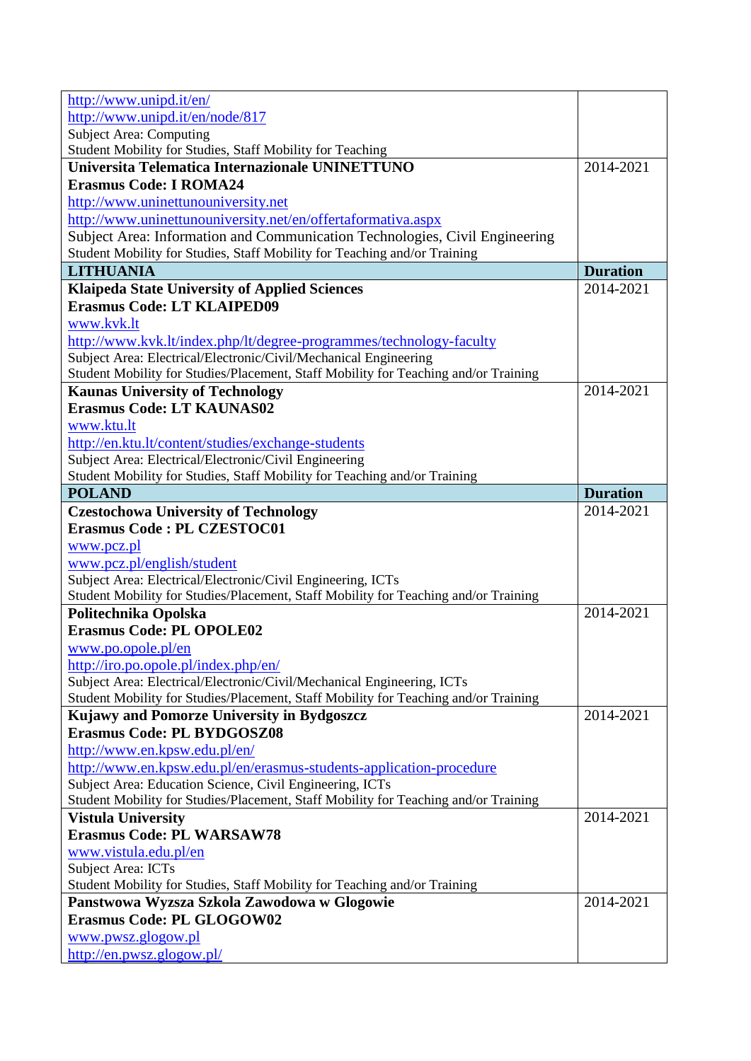| | |
|---|---|
| http://www.unipd.it/en/<br>http://www.unipd.it/en/node/817<br>Subject Area: Computing<br>Student Mobility for Studies, Staff Mobility for Teaching | |
| **Universita Telematica Internazionale UNINETTUNO**<br>**Erasmus Code: I ROMA24**<br>http://www.uninettunouniversity.net<br>http://www.uninettunouniversity.net/en/offertaformativa.aspx<br>Subject Area: Information and Communication Technologies, Civil Engineering<br>Student Mobility for Studies, Staff Mobility for Teaching and/or Training | 2014-2021 |
| **LITHUANIA** | **Duration** |
| **Klaipeda State University of Applied Sciences**<br>**Erasmus Code: LT KLAIPED09**<br>www.kvk.lt<br>http://www.kvk.lt/index.php/lt/degree-programmes/technology-faculty<br>Subject Area: Electrical/Electronic/Civil/Mechanical Engineering<br>Student Mobility for Studies/Placement, Staff Mobility for Teaching and/or Training | 2014-2021 |
| **Kaunas University of Technology**<br>**Erasmus Code: LT KAUNAS02**<br>www.ktu.lt<br>http://en.ktu.lt/content/studies/exchange-students<br>Subject Area: Electrical/Electronic/Civil Engineering<br>Student Mobility for Studies, Staff Mobility for Teaching and/or Training | 2014-2021 |
| **POLAND** | **Duration** |
| **Czestochowa University of Technology**<br>**Erasmus Code : PL CZESTOC01**<br>www.pcz.pl<br>www.pcz.pl/english/student<br>Subject Area: Electrical/Electronic/Civil Engineering, ICTs<br>Student Mobility for Studies/Placement, Staff Mobility for Teaching and/or Training | 2014-2021 |
| **Politechnika Opolska**<br>**Erasmus Code: PL OPOLE02**<br>www.po.opole.pl/en<br>http://iro.po.opole.pl/index.php/en/<br>Subject Area: Electrical/Electronic/Civil/Mechanical Engineering, ICTs<br>Student Mobility for Studies/Placement, Staff Mobility for Teaching and/or Training | 2014-2021 |
| **Kujawy and Pomorze University in Bydgoszcz**<br>**Erasmus Code: PL BYDGOSZ08**<br>http://www.en.kpsw.edu.pl/en/<br>http://www.en.kpsw.edu.pl/en/erasmus-students-application-procedure<br>Subject Area: Education Science, Civil Engineering, ICTs<br>Student Mobility for Studies/Placement, Staff Mobility for Teaching and/or Training | 2014-2021 |
| **Vistula University**<br>**Erasmus Code: PL WARSAW78**<br>www.vistula.edu.pl/en<br>Subject Area: ICTs<br>Student Mobility for Studies, Staff Mobility for Teaching and/or Training | 2014-2021 |
| **Panstwowa Wyzsza Szkola Zawodowa w Glogowie**<br>**Erasmus Code: PL GLOGOW02**<br>www.pwsz.glogow.pl<br>http://en.pwsz.glogow.pl/ | 2014-2021 |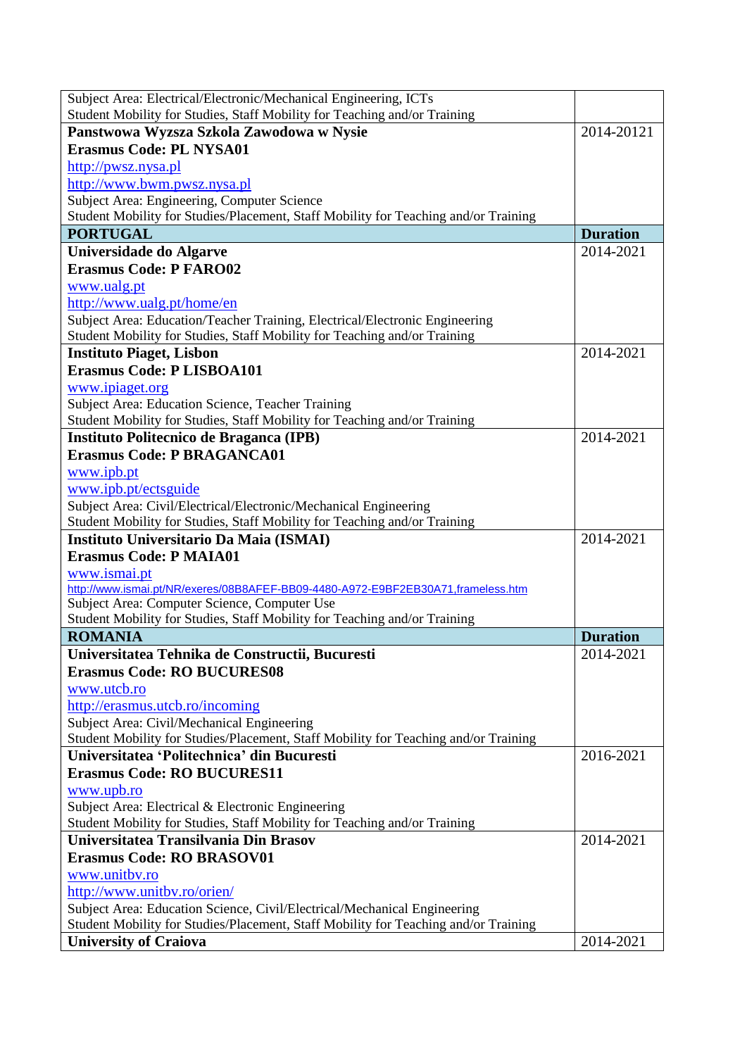| | |
|---|---|
| Subject Area: Electrical/Electronic/Mechanical Engineering, ICTs<br>Student Mobility for Studies, Staff Mobility for Teaching and/or Training | |
| **Panstwowa Wyzsza Szkola Zawodowa w Nysie**<br>**Erasmus Code: PL NYSA01**<br>http://pwsz.nysa.pl<br>http://www.bwm.pwsz.nysa.pl<br>Subject Area: Engineering, Computer Science<br>Student Mobility for Studies/Placement, Staff Mobility for Teaching and/or Training | 2014-20121 |
| **PORTUGAL** | **Duration** |
| **Universidade do Algarve**<br>**Erasmus Code: P FARO02**<br>www.ualg.pt<br>http://www.ualg.pt/home/en<br>Subject Area: Education/Teacher Training, Electrical/Electronic Engineering<br>Student Mobility for Studies, Staff Mobility for Teaching and/or Training | 2014-2021 |
| **Instituto Piaget, Lisbon**<br>**Erasmus Code: P LISBOA101**<br>www.ipiaget.org<br>Subject Area: Education Science, Teacher Training<br>Student Mobility for Studies, Staff Mobility for Teaching and/or Training | 2014-2021 |
| **Instituto Politecnico de Braganca (IPB)**<br>**Erasmus Code: P BRAGANCA01**<br>www.ipb.pt<br>www.ipb.pt/ectsguide<br>Subject Area: Civil/Electrical/Electronic/Mechanical Engineering<br>Student Mobility for Studies, Staff Mobility for Teaching and/or Training | 2014-2021 |
| **Instituto Universitario Da Maia (ISMAI)**<br>**Erasmus Code: P MAIA01**<br>www.ismai.pt<br>http://www.ismai.pt/NR/exeres/08B8AFEF-BB09-4480-A972-E9BF2EB30A71,frameless.htm<br>Subject Area: Computer Science, Computer Use<br>Student Mobility for Studies, Staff Mobility for Teaching and/or Training | 2014-2021 |
| **ROMANIA** | **Duration** |
| **Universitatea Tehnika de Constructii, Bucuresti**<br>**Erasmus Code: RO BUCURES08**<br>www.utcb.ro<br>http://erasmus.utcb.ro/incoming<br>Subject Area: Civil/Mechanical Engineering<br>Student Mobility for Studies/Placement, Staff Mobility for Teaching and/or Training | 2014-2021 |
| **Universitatea 'Politechnica' din Bucuresti**<br>**Erasmus Code: RO BUCURES11**<br>www.upb.ro<br>Subject Area: Electrical & Electronic Engineering<br>Student Mobility for Studies, Staff Mobility for Teaching and/or Training | 2016-2021 |
| **Universitatea Transilvania Din Brasov**<br>**Erasmus Code: RO BRASOV01**<br>www.unitbv.ro<br>http://www.unitbv.ro/orien/<br>Subject Area: Education Science, Civil/Electrical/Mechanical Engineering<br>Student Mobility for Studies/Placement, Staff Mobility for Teaching and/or Training | 2014-2021 |
| **University of Craiova** | 2014-2021 |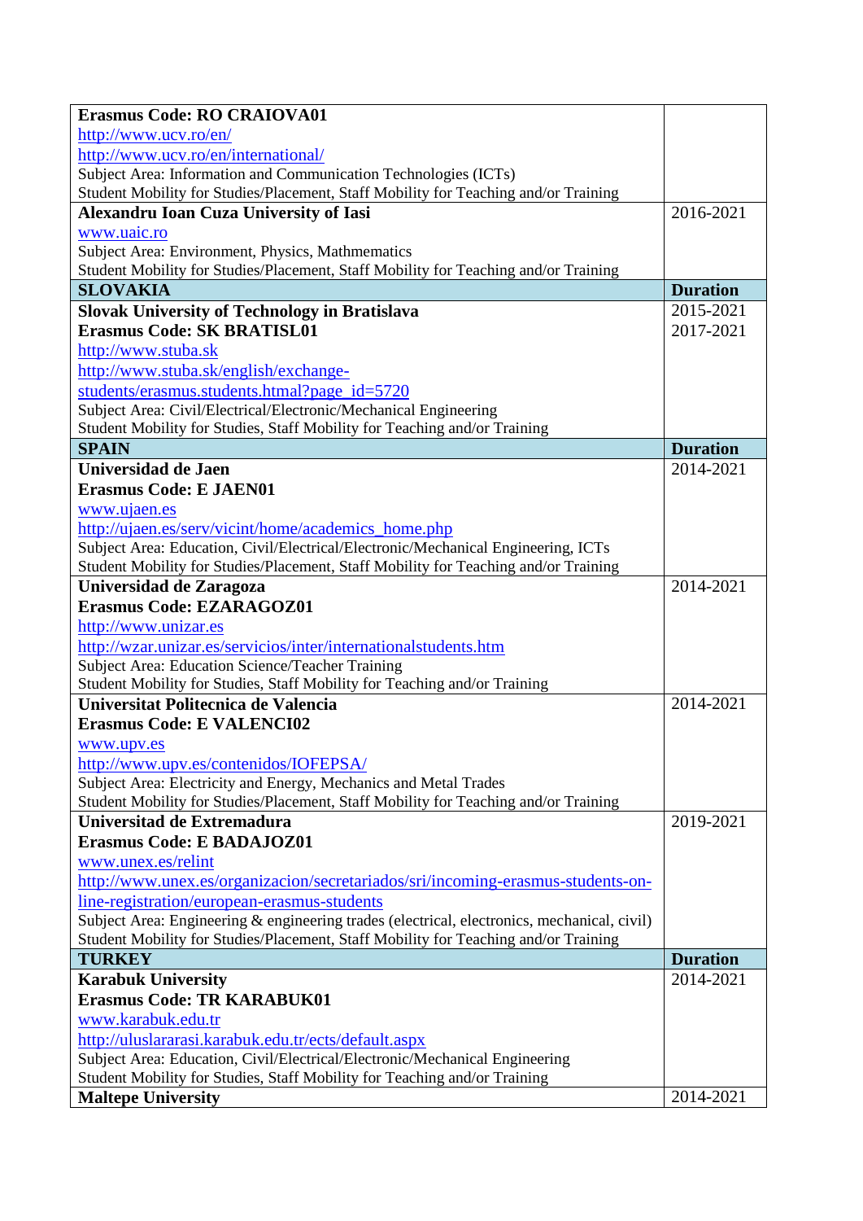| | |
|---|---|
| **Erasmus Code: RO CRAIOVA01**<br>http://www.ucv.ro/en/<br>http://www.ucv.ro/en/international/<br>Subject Area: Information and Communication Technologies (ICTs)<br>Student Mobility for Studies/Placement, Staff Mobility for Teaching and/or Training | |
| **Alexandru Ioan Cuza University of Iasi**<br>www.uaic.ro<br>Subject Area: Environment, Physics, Mathmematics<br>Student Mobility for Studies/Placement, Staff Mobility for Teaching and/or Training | 2016-2021 |
| **SLOVAKIA** | **Duration** |
| **Slovak University of Technology in Bratislava**<br>**Erasmus Code: SK BRATISL01**<br>http://www.stuba.sk<br>http://www.stuba.sk/english/exchange-students/erasmus.students.htmal?page_id=5720<br>Subject Area: Civil/Electrical/Electronic/Mechanical Engineering<br>Student Mobility for Studies, Staff Mobility for Teaching and/or Training | 2015-2021<br>2017-2021 |
| **SPAIN** | **Duration** |
| **Universidad de Jaen**<br>**Erasmus Code: E JAEN01**<br>www.ujaen.es<br>http://ujaen.es/serv/vicint/home/academics_home.php<br>Subject Area: Education, Civil/Electrical/Electronic/Mechanical Engineering, ICTs<br>Student Mobility for Studies/Placement, Staff Mobility for Teaching and/or Training | 2014-2021 |
| **Universidad de Zaragoza**<br>**Erasmus Code: EZARAGOZ01**<br>http://www.unizar.es<br>http://wzar.unizar.es/servicios/inter/internationalstudents.htm<br>Subject Area: Education Science/Teacher Training<br>Student Mobility for Studies, Staff Mobility for Teaching and/or Training | 2014-2021 |
| **Universitat Politecnica de Valencia**<br>**Erasmus Code: E VALENCI02**<br>www.upv.es<br>http://www.upv.es/contenidos/IOFEPSA/<br>Subject Area: Electricity and Energy, Mechanics and Metal Trades<br>Student Mobility for Studies/Placement, Staff Mobility for Teaching and/or Training | 2014-2021 |
| **Universitad de Extremadura**<br>**Erasmus Code: E BADAJOZ01**<br>www.unex.es/relint<br>http://www.unex.es/organizacion/secretariados/sri/incoming-erasmus-students-on-line-registration/european-erasmus-students<br>Subject Area: Engineering & engineering trades (electrical, electronics, mechanical, civil)<br>Student Mobility for Studies/Placement, Staff Mobility for Teaching and/or Training | 2019-2021 |
| **TURKEY** | **Duration** |
| **Karabuk University**<br>**Erasmus Code: TR KARABUK01**<br>www.karabuk.edu.tr<br>http://uluslararasi.karabuk.edu.tr/ects/default.aspx<br>Subject Area: Education, Civil/Electrical/Electronic/Mechanical Engineering<br>Student Mobility for Studies, Staff Mobility for Teaching and/or Training | 2014-2021 |
| **Maltepe University** | 2014-2021 |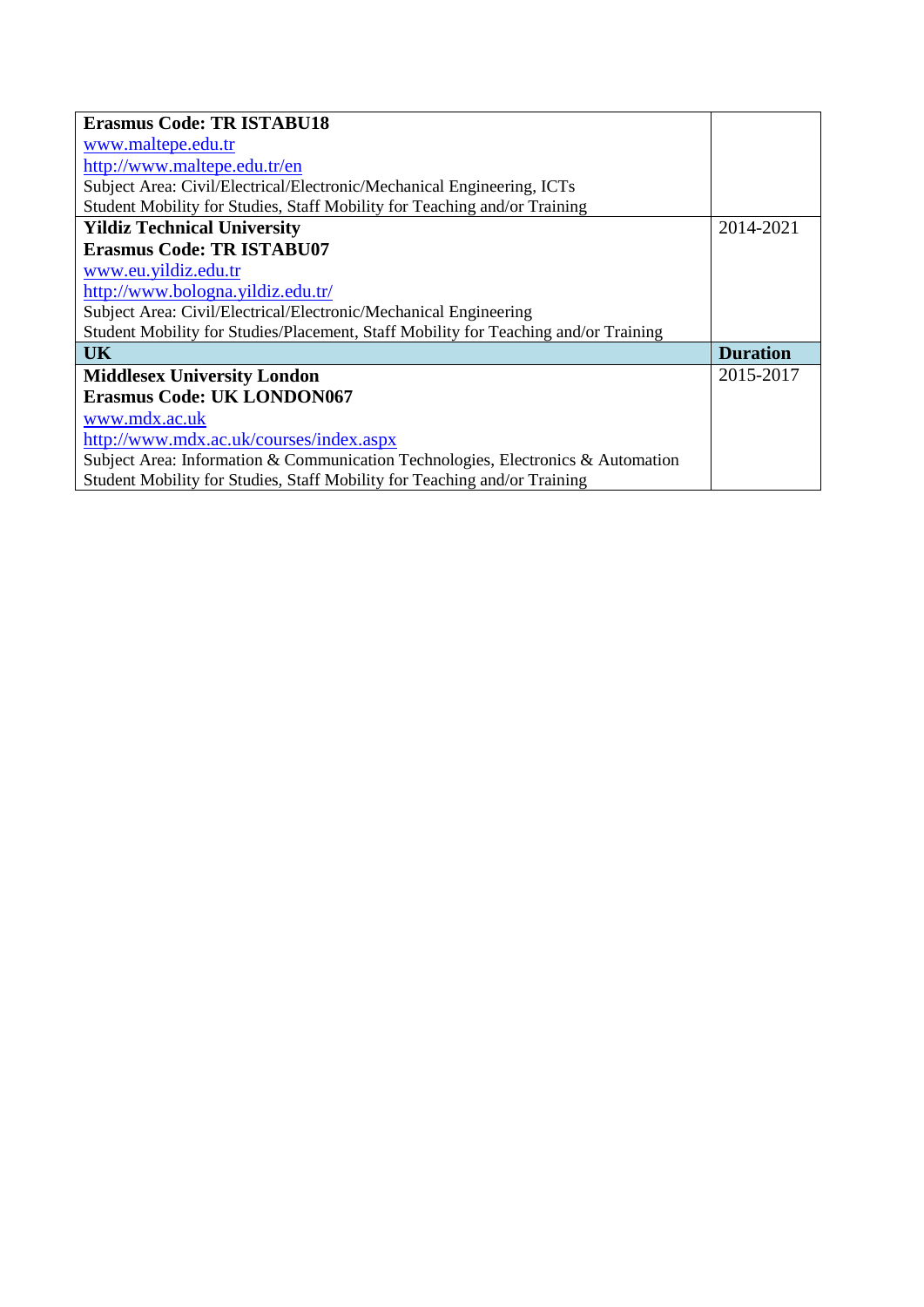| | |
|---|---|
| **Erasmus Code: TR ISTABU18**<br>www.maltepe.edu.tr<br>http://www.maltepe.edu.tr/en<br>Subject Area: Civil/Electrical/Electronic/Mechanical Engineering, ICTs<br>Student Mobility for Studies, Staff Mobility for Teaching and/or Training | |
| **Yildiz Technical University**<br>**Erasmus Code: TR ISTABU07**<br>www.eu.yildiz.edu.tr<br>http://www.bologna.yildiz.edu.tr/<br>Subject Area: Civil/Electrical/Electronic/Mechanical Engineering<br>Student Mobility for Studies/Placement, Staff Mobility for Teaching and/or Training | 2014-2021 |
| **UK** | **Duration** |
| **Middlesex University London**<br>**Erasmus Code: UK LONDON067**<br>www.mdx.ac.uk<br>http://www.mdx.ac.uk/courses/index.aspx<br>Subject Area: Information & Communication Technologies, Electronics & Automation<br>Student Mobility for Studies, Staff Mobility for Teaching and/or Training | 2015-2017 |